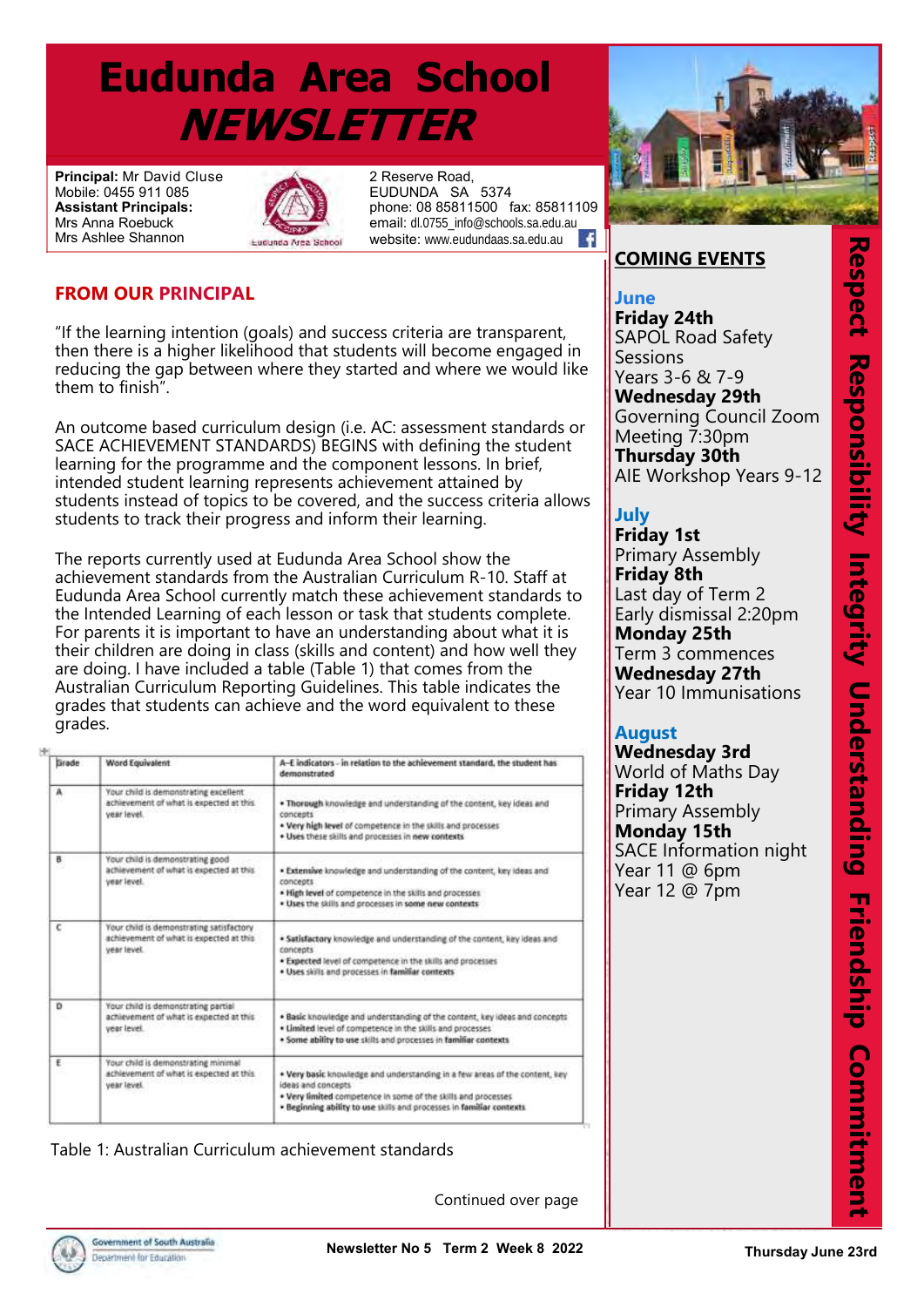# Eudunda Area School *NEWSLETTER*

**Principal:** Mr David Cluse
Mobile: 0455 911 085
**Assistant Principals:**
Mrs Anna Roebuck
Mrs Ashlee Shannon

2 Reserve Road,
EUDUNDA SA 5374
phone: 08 85811500 fax: 85811109
email: dl.0755_info@schools.sa.edu.au
website: www.eudundaas.sa.edu.au

## FROM OUR PRINCIPAL

"If the learning intention (goals) and success criteria are transparent, then there is a higher likelihood that students will become engaged in reducing the gap between where they started and where we would like them to finish".

An outcome based curriculum design (i.e. AC: assessment standards or SACE ACHIEVEMENT STANDARDS) BEGINS with defining the student learning for the programme and the component lessons. In brief, intended student learning represents achievement attained by students instead of topics to be covered, and the success criteria allows students to track their progress and inform their learning.

The reports currently used at Eudunda Area School show the achievement standards from the Australian Curriculum R-10. Staff at Eudunda Area School currently match these achievement standards to the Intended Learning of each lesson or task that students complete. For parents it is important to have an understanding about what it is their children are doing in class (skills and content) and how well they are doing. I have included a table (Table 1) that comes from the Australian Curriculum Reporting Guidelines. This table indicates the grades that students can achieve and the word equivalent to these grades.

| Grade | Word Equivalent | A–E indicators – in relation to the achievement standard, the student has demonstrated |
|---|---|---|
| A | Your child is demonstrating excellent achievement of what is expected at this year level. | • **Thorough** knowledge and understanding of the content, key ideas and concepts<br>• **Very high level** of competence in the skills and processes<br>• **Uses** these skills and processes in **new contexts** |
| B | Your child is demonstrating good achievement of what is expected at this year level. | • **Extensive** knowledge and understanding of the content, key ideas and concepts<br>• **High level** of competence in the skills and processes<br>• **Uses** the skills and processes in **some new contexts** |
| C | Your child is demonstrating satisfactory achievement of what is expected at this year level. | • **Satisfactory** knowledge and understanding of the content, key ideas and concepts<br>• **Expected** level of competence in the skills and processes<br>• **Uses** skills and processes in **familiar contexts** |
| D | Your child is demonstrating partial achievement of what is expected at this year level. | • **Basic** knowledge and understanding of the content, key ideas and concepts<br>• **Limited** level of competence in the skills and processes<br>• **Some ability to use** skills and processes in **familiar contexts** |
| E | Your child is demonstrating minimal achievement of what is expected at this year level. | • **Very basic** knowledge and understanding in a few areas of the content, key ideas and concepts<br>• **Very limited** competence in some of the skills and processes<br>• **Beginning ability to use** skills and processes in **familiar contexts** |

Table 1: Australian Curriculum achievement standards

Continued over page

## COMING EVENTS

### June

**Friday 24th**
SAPOL Road Safety Sessions
Years 3-6 & 7-9

**Wednesday 29th**
Governing Council Zoom Meeting 7:30pm

**Thursday 30th**
AIE Workshop Years 9-12

### July

**Friday 1st**
Primary Assembly

**Friday 8th**
Last day of Term 2
Early dismissal 2:20pm

**Monday 25th**
Term 3 commences

**Wednesday 27th**
Year 10 Immunisations

### August

**Wednesday 3rd**
World of Maths Day

**Friday 12th**
Primary Assembly

**Monday 15th**
SACE Information night
Year 11 @ 6pm
Year 12 @ 7pm

Respect Responsibility Integrity Understanding Friendship Commitment

Newsletter No 5 Term 2 Week 8 2022 — Thursday June 23rd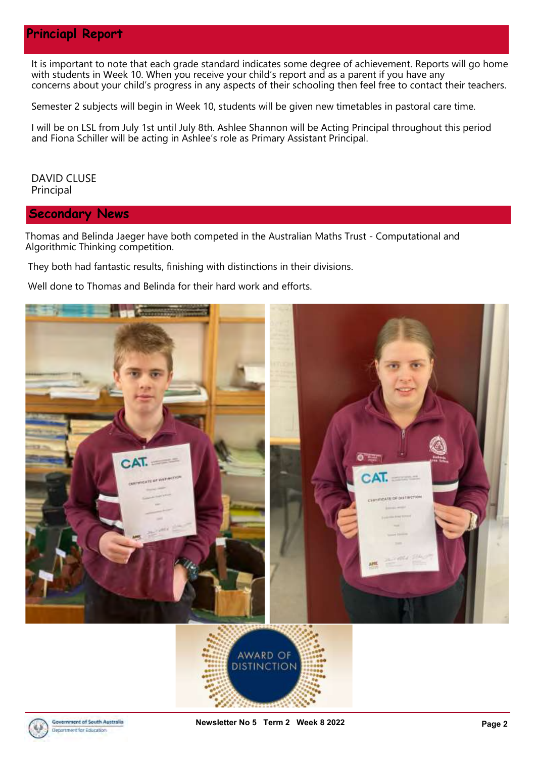## Principapl Report

It is important to note that each grade standard indicates some degree of achievement. Reports will go home with students in Week 10. When you receive your child's report and as a parent if you have any concerns about your child's progress in any aspects of their schooling then feel free to contact their teachers.

Semester 2 subjects will begin in Week 10, students will be given new timetables in pastoral care time.

I will be on LSL from July 1st until July 8th. Ashlee Shannon will be Acting Principal throughout this period and Fiona Schiller will be acting in Ashlee's role as Primary Assistant Principal.

DAVID CLUSE
Principal

## Secondary News

Thomas and Belinda Jaeger have both competed in the Australian Maths Trust - Computational and Algorithmic Thinking competition.

They both had fantastic results, finishing with distinctions in their divisions.

Well done to Thomas and Belinda for their hard work and efforts.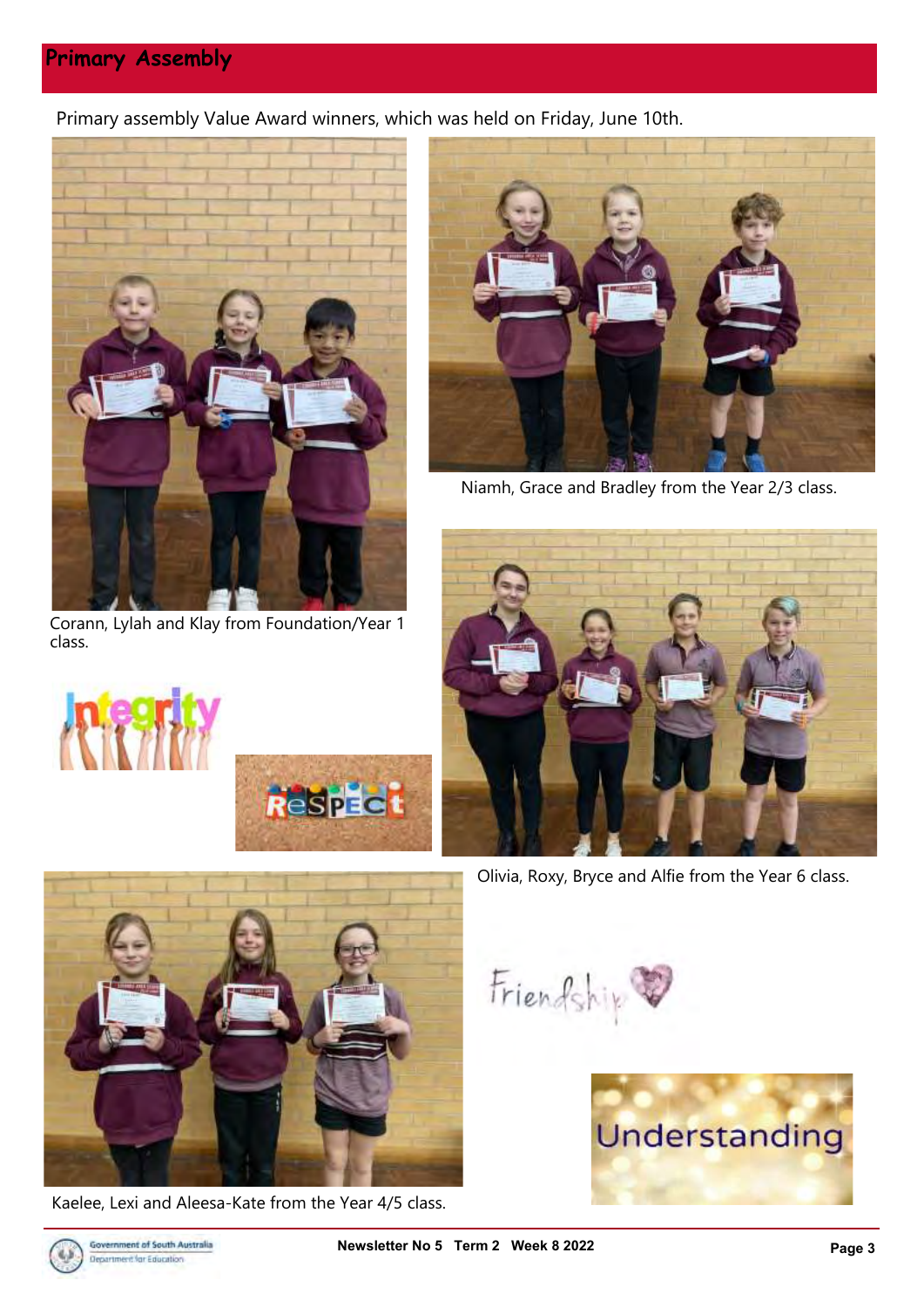## Primary Assembly

Primary assembly Value Award winners, which was held on Friday, June 10th.

Corann, Lylah and Klay from Foundation/Year 1 class.

Niamh, Grace and Bradley from the Year 2/3 class.

Olivia, Roxy, Bryce and Alfie from the Year 6 class.

Kaelee, Lexi and Aleesa-Kate from the Year 4/5 class.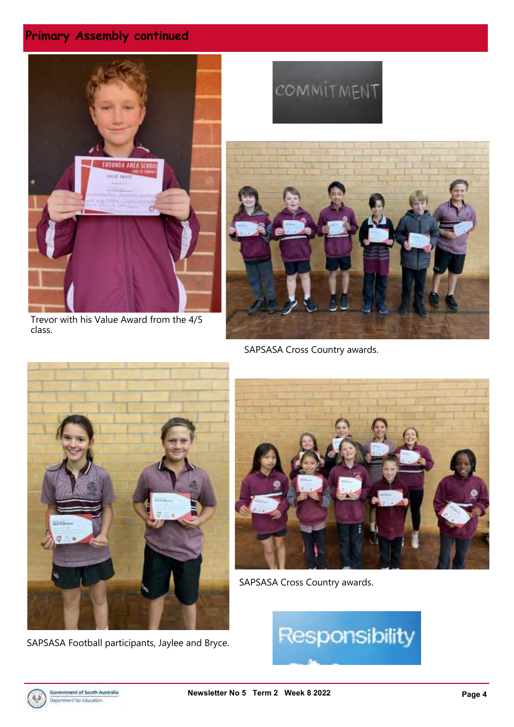## Primary Assembly continued

Trevor with his Value Award from the 4/5 class.

COMMITMENT

SAPSASA Cross Country awards.

SAPSASA Football participants, Jaylee and Bryce.

SAPSASA Cross Country awards.

Responsibility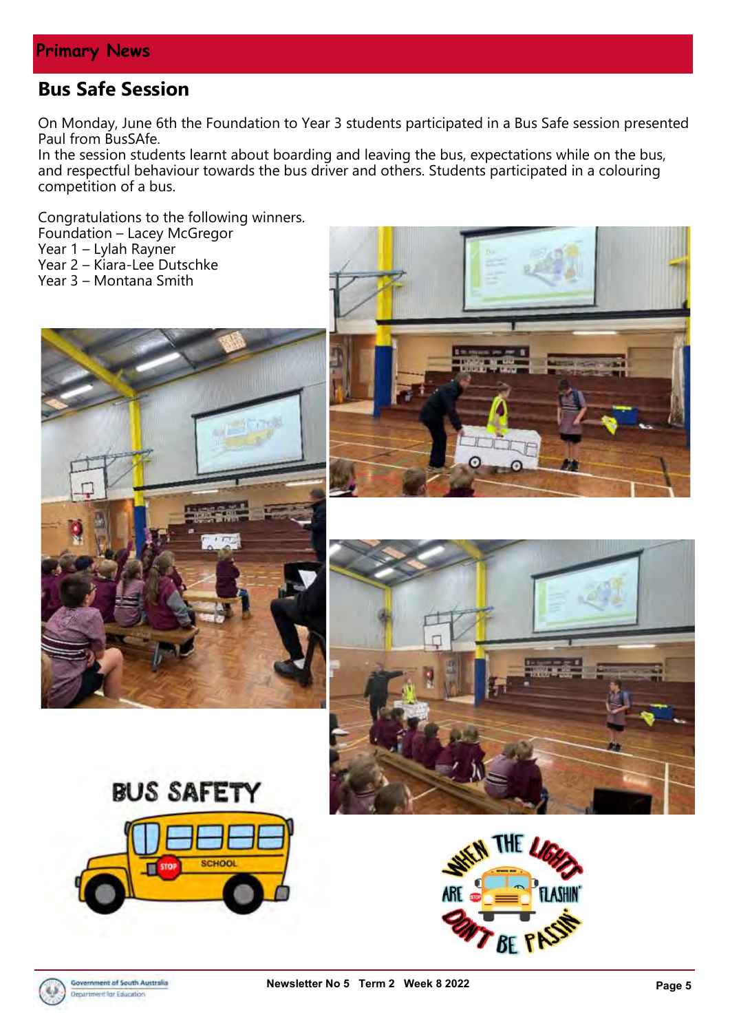## Primary News

### Bus Safe Session

On Monday, June 6th the Foundation to Year 3 students participated in a Bus Safe session presented Paul from BusSAfe.
In the session students learnt about boarding and leaving the bus, expectations while on the bus, and respectful behaviour towards the bus driver and others. Students participated in a colouring competition of a bus.

Congratulations to the following winners.
Foundation – Lacey McGregor
Year 1 – Lylah Rayner
Year 2 – Kiara-Lee Dutschke
Year 3 – Montana Smith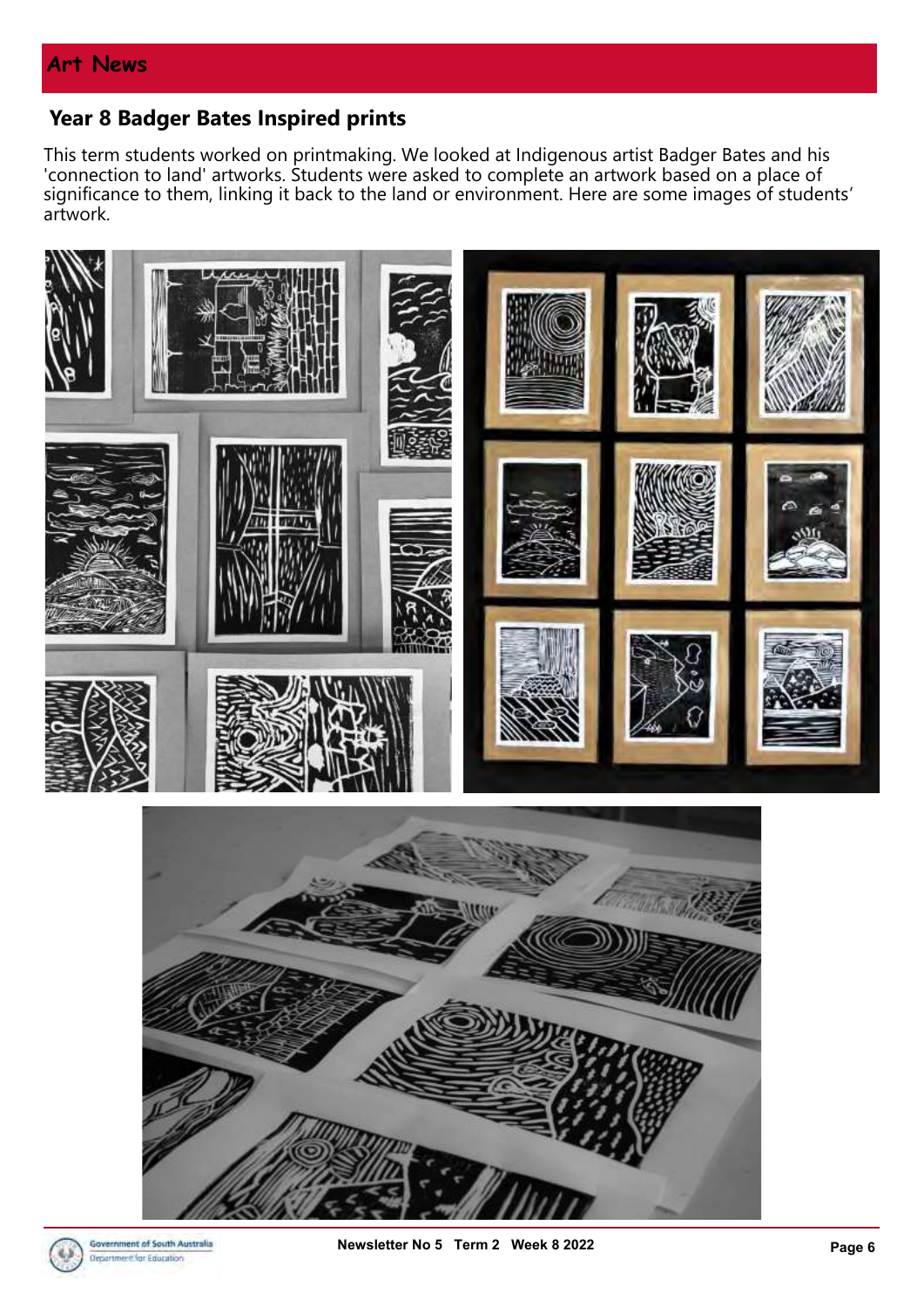# Art News

## Year 8 Badger Bates Inspired prints

This term students worked on printmaking. We looked at Indigenous artist Badger Bates and his 'connection to land' artworks. Students were asked to complete an artwork based on a place of significance to them, linking it back to the land or environment. Here are some images of students' artwork.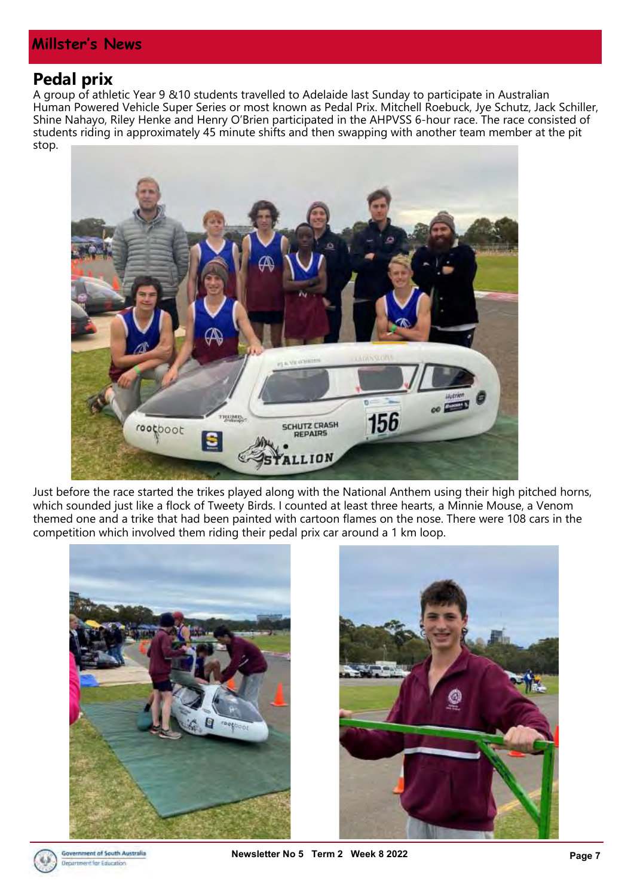## Millster's News

# Pedal prix

A group of athletic Year 9 &10 students travelled to Adelaide last Sunday to participate in Australian Human Powered Vehicle Super Series or most known as Pedal Prix. Mitchell Roebuck, Jye Schutz, Jack Schiller, Shine Nahayo, Riley Henke and Henry O'Brien participated in the AHPVSS 6-hour race. The race consisted of students riding in approximately 45 minute shifts and then swapping with another team member at the pit stop.

Just before the race started the trikes played along with the National Anthem using their high pitched horns, which sounded just like a flock of Tweety Birds. I counted at least three hearts, a Minnie Mouse, a Venom themed one and a trike that had been painted with cartoon flames on the nose. There were 108 cars in the competition which involved them riding their pedal prix car around a 1 km loop.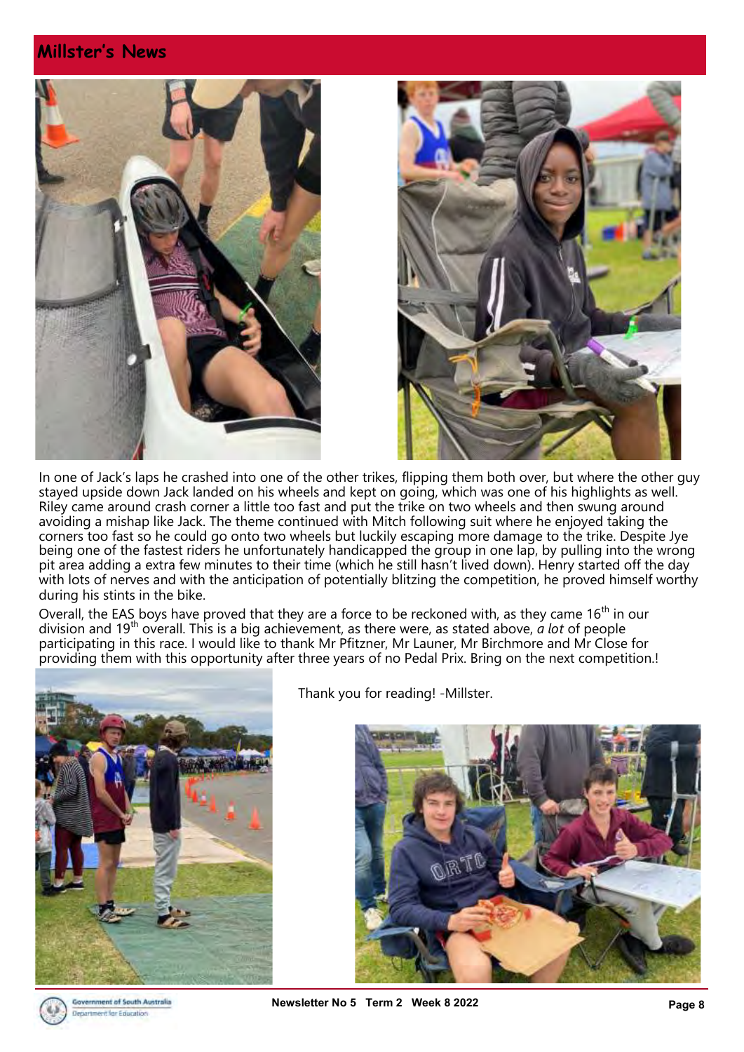## Millster's News

In one of Jack's laps he crashed into one of the other trikes, flipping them both over, but where the other guy stayed upside down Jack landed on his wheels and kept on going, which was one of his highlights as well. Riley came around crash corner a little too fast and put the trike on two wheels and then swung around avoiding a mishap like Jack. The theme continued with Mitch following suit where he enjoyed taking the corners too fast so he could go onto two wheels but luckily escaping more damage to the trike. Despite Jye being one of the fastest riders he unfortunately handicapped the group in one lap, by pulling into the wrong pit area adding a extra few minutes to their time (which he still hasn't lived down). Henry started off the day with lots of nerves and with the anticipation of potentially blitzing the competition, he proved himself worthy during his stints in the bike.

Overall, the EAS boys have proved that they are a force to be reckoned with, as they came 16th in our division and 19th overall. This is a big achievement, as there were, as stated above, *a lot* of people participating in this race. I would like to thank Mr Pfitzner, Mr Launer, Mr Birchmore and Mr Close for providing them with this opportunity after three years of no Pedal Prix. Bring on the next competition.!

Thank you for reading! -Millster.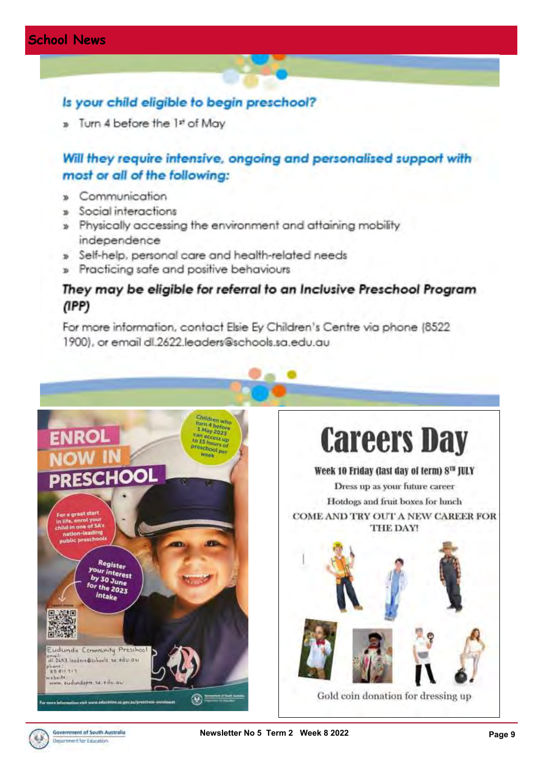## School News

### *Is your child eligible to begin preschool?*

- Turn 4 before the 1st of May

### *Will they require intensive, ongoing and personalised support with most or all of the following:*

- Communication
- Social interactions
- Physically accessing the environment and attaining mobility independence
- Self-help, personal care and health-related needs
- Practicing safe and positive behaviours

### *They may be eligible for referral to an Inclusive Preschool Program (IPP)*

For more information, contact Elsie Ey Children's Centre via phone (8522 1900), or email dl.2622.leaders@schools.sa.edu.au

## ENROL NOW IN PRESCHOOL

Children who turn 4 before 1 May 2023 can access up to 15 hours of preschool per week

For a great start in life, enrol your child in one of SA's nation-leading public preschools

Register your interest by 30 June for the 2023 intake

Learn more

Eudunda Community Preschool
email: dl.3653.leaders@schools.sa.edu.au
phone: 85 811 713
website: www.eudundapre.sa.edu.au

For more information visit www.education.sa.gov.au/preschool-enrolment

# Careers Day

**Week 10 Friday (last day of term) 8TH JULY**

Dress up as your future career

Hotdogs and fruit boxes for lunch

COME AND TRY OUT A NEW CAREER FOR THE DAY!

Gold coin donation for dressing up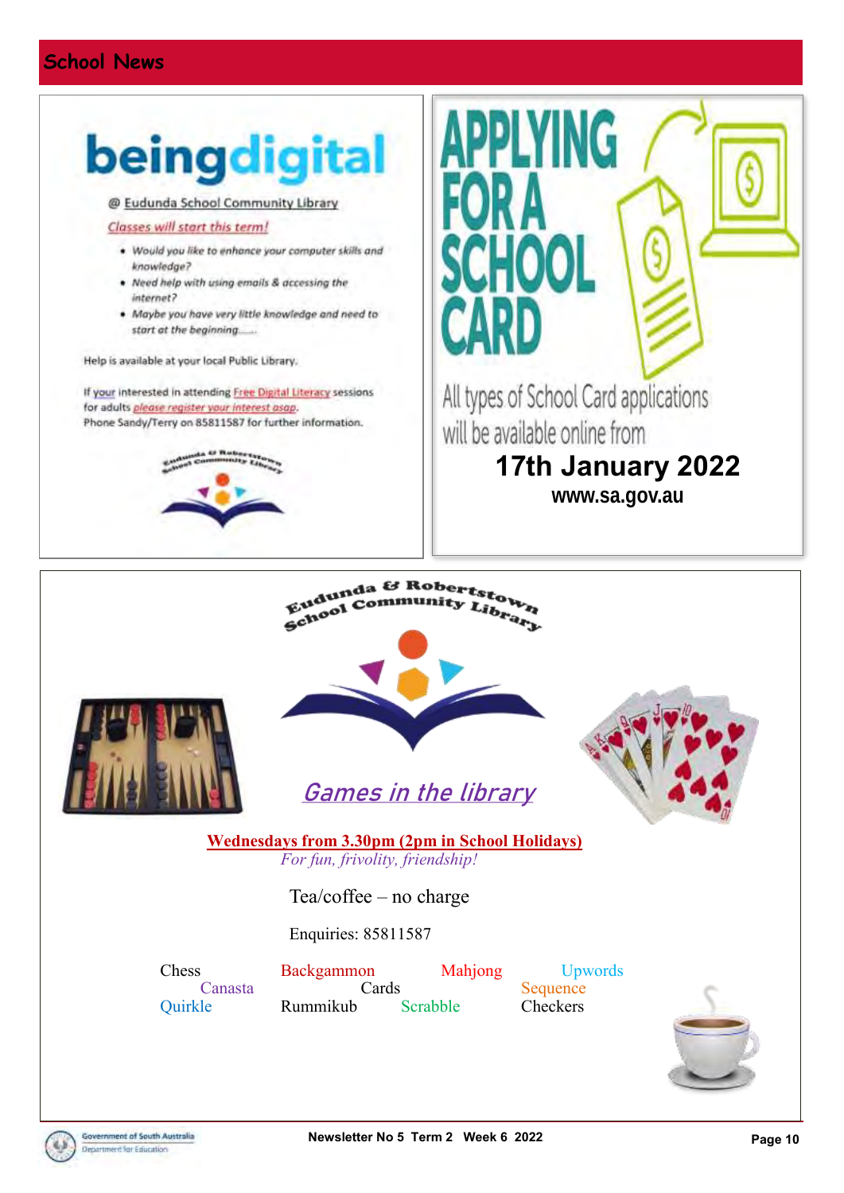## School News

# beingdigital

@ Eudunda School Community Library

*Classes will start this term!*

- *Would you like to enhance your computer skills and knowledge?*
- *Need help with using emails & accessing the internet?*
- *Maybe you have very little knowledge and need to start at the beginning……*

Help is available at your local Public Library.

If your interested in attending Free Digital Literacy sessions for adults *please register your interest asap*. Phone Sandy/Terry on 85811587 for further information.

Eudunda & Robertstown School Community Library

# APPLYING FOR A SCHOOL CARD

All types of School Card applications will be available online from

**17th January 2022**

**www.sa.gov.au**

Eudunda & Robertstown School Community Library

## *Games in the library*

**Wednesdays from 3.30pm (2pm in School Holidays)**

*For fun, frivolity, friendship!*

Tea/coffee – no charge

Enquiries: 85811587

Chess, Backgammon, Mahjong, Upwords, Canasta, Cards, Sequence, Quirkle, Rummikub, Scrabble, Checkers